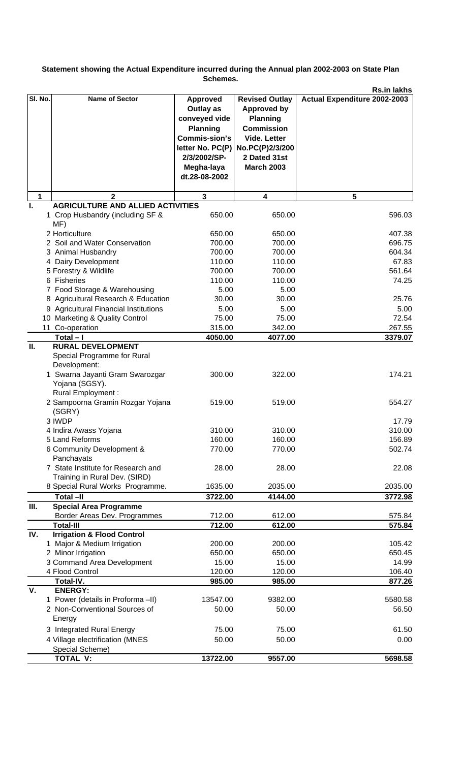**Statement showing the Actual Expenditure incurred during the Annual plan 2002-2003 on State Plan Schemes.**

**Rs.in lakhs**

| Sl. No. | Name of Sector | Approved Outlay as conveyed vide Planning Commis-sion's letter No. PC(P) 2/3/2002/SP-Megha-laya dt.28-08-2002 | Revised Outlay Approved by Planning Commission Vide. Letter No.PC(P)2/3/2002 Dated 31st March 2003 | Actual Expenditure 2002-2003 |
|---|---|---|---|---|
| 1 | 2 | 3 | 4 | 5 |
| **I.** | **AGRICULTURE AND ALLIED ACTIVITIES** | | | |
| | 1 Crop Husbandry (including SF & MF) | 650.00 | 650.00 | 596.03 |
| | 2 Horticulture | 650.00 | 650.00 | 407.38 |
| | 2 Soil and Water Conservation | 700.00 | 700.00 | 696.75 |
| | 3 Animal Husbandry | 700.00 | 700.00 | 604.34 |
| | 4 Dairy Development | 110.00 | 110.00 | 67.83 |
| | 5 Forestry & Wildlife | 700.00 | 700.00 | 561.64 |
| | 6 Fisheries | 110.00 | 110.00 | 74.25 |
| | 7 Food Storage & Warehousing | 5.00 | 5.00 | |
| | 8 Agricultural Research & Education | 30.00 | 30.00 | 25.76 |
| | 9 Agricultural Financial Institutions | 5.00 | 5.00 | 5.00 |
| | 10 Marketing & Quality Control | 75.00 | 75.00 | 72.54 |
| | 11 Co-operation | 315.00 | 342.00 | 267.55 |
| | **Total – I** | **4050.00** | **4077.00** | **3379.07** |
| **II.** | **RURAL DEVELOPMENT** | | | |
| | Special Programme for Rural Development: | | | |
| | 1 Swarna Jayanti Gram Swarozgar Yojana (SGSY). | 300.00 | 322.00 | 174.21 |
| | Rural Employment : | | | |
| | 2 Sampoorna Gramin Rozgar Yojana (SGRY) | 519.00 | 519.00 | 554.27 |
| | 3 IWDP | | | 17.79 |
| | 4 Indira Awass Yojana | 310.00 | 310.00 | 310.00 |
| | 5 Land Reforms | 160.00 | 160.00 | 156.89 |
| | 6 Community Development & Panchayats | 770.00 | 770.00 | 502.74 |
| | 7 State Institute for Research and Training in Rural Dev. (SIRD) | 28.00 | 28.00 | 22.08 |
| | 8 Special Rural Works Programme. | 1635.00 | 2035.00 | 2035.00 |
| | **Total –II** | **3722.00** | **4144.00** | **3772.98** |
| **III.** | **Special Area Programme** | | | |
| | Border Areas Dev. Programmes | 712.00 | 612.00 | 575.84 |
| | **Total-III** | **712.00** | **612.00** | **575.84** |
| **IV.** | **Irrigation & Flood Control** | | | |
| | 1 Major & Medium Irrigation | 200.00 | 200.00 | 105.42 |
| | 2 Minor Irrigation | 650.00 | 650.00 | 650.45 |
| | 3 Command Area Development | 15.00 | 15.00 | 14.99 |
| | 4 Flood Control | 120.00 | 120.00 | 106.40 |
| | **Total-IV.** | **985.00** | **985.00** | **877.26** |
| **V.** | **ENERGY:** | | | |
| | 1 Power (details in Proforma –II) | 13547.00 | 9382.00 | 5580.58 |
| | 2 Non-Conventional Sources of Energy | 50.00 | 50.00 | 56.50 |
| | 3 Integrated Rural Energy | 75.00 | 75.00 | 61.50 |
| | 4 Village electrification (MNES Special Scheme) | 50.00 | 50.00 | 0.00 |
| | **TOTAL V:** | **13722.00** | **9557.00** | **5698.58** |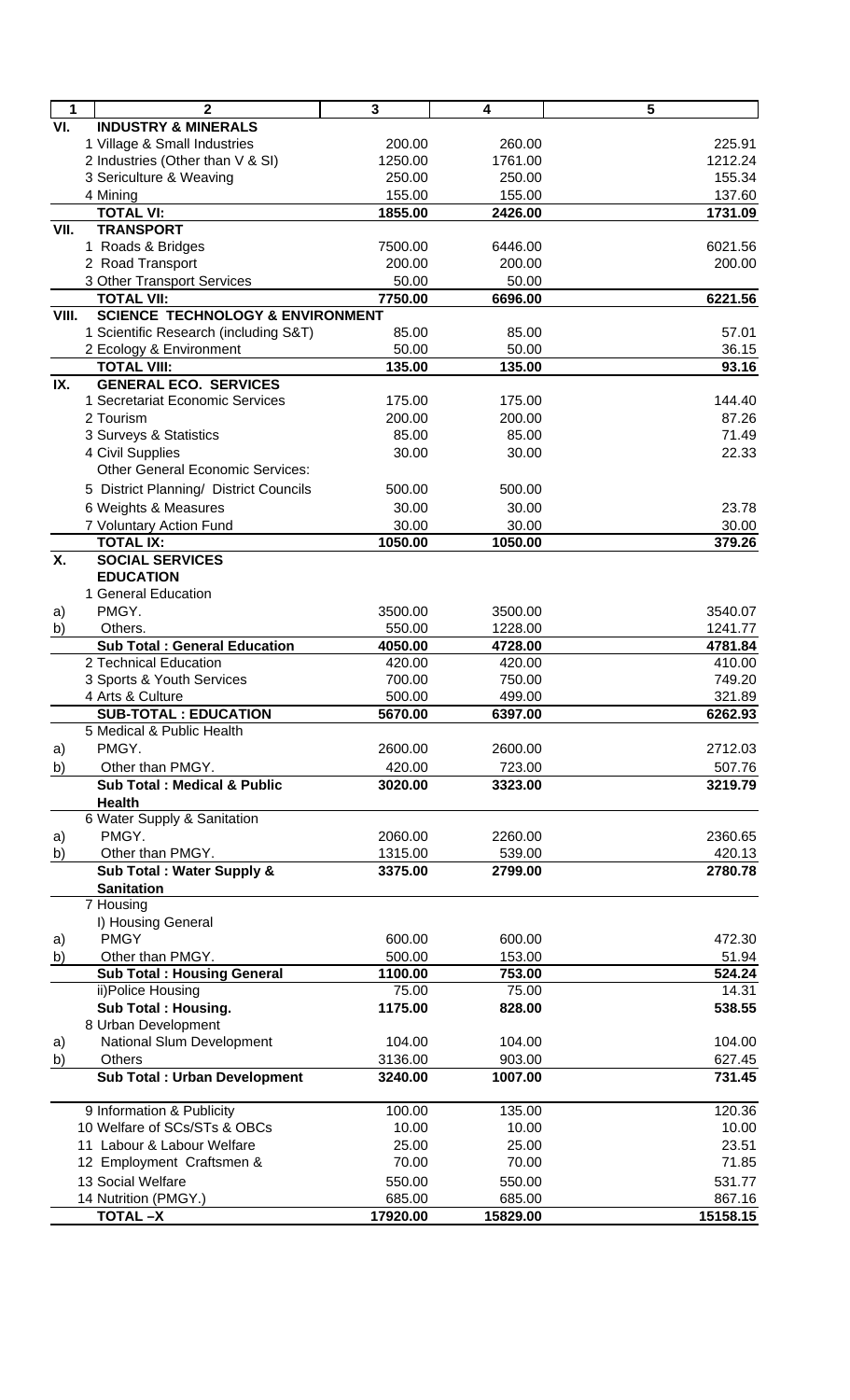| 1 | 2 | 3 | 4 | 5 |
|---|---|---|---|---|
| VI. | **INDUSTRY & MINERALS** | | | |
| | 1 Village & Small Industries | 200.00 | 260.00 | 225.91 |
| | 2 Industries (Other than V & SI) | 1250.00 | 1761.00 | 1212.24 |
| | 3 Sericulture & Weaving | 250.00 | 250.00 | 155.34 |
| | 4 Mining | 155.00 | 155.00 | 137.60 |
| | **TOTAL VI:** | **1855.00** | **2426.00** | **1731.09** |
| VII. | **TRANSPORT** | | | |
| | 1 Roads & Bridges | 7500.00 | 6446.00 | 6021.56 |
| | 2 Road Transport | 200.00 | 200.00 | 200.00 |
| | 3 Other Transport Services | 50.00 | 50.00 | |
| | **TOTAL VII:** | **7750.00** | **6696.00** | **6221.56** |
| VIII. | **SCIENCE TECHNOLOGY & ENVIRONMENT** | | | |
| | 1 Scientific Research (including S&T) | 85.00 | 85.00 | 57.01 |
| | 2 Ecology & Environment | 50.00 | 50.00 | 36.15 |
| | **TOTAL VIII:** | **135.00** | **135.00** | **93.16** |
| IX. | **GENERAL ECO. SERVICES** | | | |
| | 1 Secretariat Economic Services | 175.00 | 175.00 | 144.40 |
| | 2 Tourism | 200.00 | 200.00 | 87.26 |
| | 3 Surveys & Statistics | 85.00 | 85.00 | 71.49 |
| | 4 Civil Supplies | 30.00 | 30.00 | 22.33 |
| | Other General Economic Services: | | | |
| | 5 District Planning/ District Councils | 500.00 | 500.00 | |
| | 6 Weights & Measures | 30.00 | 30.00 | 23.78 |
| | 7 Voluntary Action Fund | 30.00 | 30.00 | 30.00 |
| | **TOTAL IX:** | **1050.00** | **1050.00** | **379.26** |
| X. | **SOCIAL SERVICES** | | | |
| | **EDUCATION** | | | |
| | 1 General Education | | | |
| a) | PMGY. | 3500.00 | 3500.00 | 3540.07 |
| b) | Others. | 550.00 | 1228.00 | 1241.77 |
| | **Sub Total : General Education** | **4050.00** | **4728.00** | **4781.84** |
| | 2 Technical Education | 420.00 | 420.00 | 410.00 |
| | 3 Sports & Youth Services | 700.00 | 750.00 | 749.20 |
| | 4 Arts & Culture | 500.00 | 499.00 | 321.89 |
| | **SUB-TOTAL : EDUCATION** | **5670.00** | **6397.00** | **6262.93** |
| | 5 Medical & Public Health | | | |
| a) | PMGY. | 2600.00 | 2600.00 | 2712.03 |
| b) | Other than PMGY. | 420.00 | 723.00 | 507.76 |
| | **Sub Total : Medical & Public Health** | **3020.00** | **3323.00** | **3219.79** |
| | 6 Water Supply & Sanitation | | | |
| a) | PMGY. | 2060.00 | 2260.00 | 2360.65 |
| b) | Other than PMGY. | 1315.00 | 539.00 | 420.13 |
| | **Sub Total : Water Supply & Sanitation** | **3375.00** | **2799.00** | **2780.78** |
| | 7 Housing | | | |
| | I) Housing General | | | |
| a) | PMGY | 600.00 | 600.00 | 472.30 |
| b) | Other than PMGY. | 500.00 | 153.00 | 51.94 |
| | **Sub Total : Housing General** | **1100.00** | **753.00** | **524.24** |
| | ii)Police Housing | 75.00 | 75.00 | 14.31 |
| | **Sub Total : Housing.** | **1175.00** | **828.00** | **538.55** |
| | 8 Urban Development | | | |
| a) | National Slum Development | 104.00 | 104.00 | 104.00 |
| b) | Others | 3136.00 | 903.00 | 627.45 |
| | **Sub Total : Urban Development** | **3240.00** | **1007.00** | **731.45** |
| | 9 Information & Publicity | 100.00 | 135.00 | 120.36 |
| | 10 Welfare of SCs/STs & OBCs | 10.00 | 10.00 | 10.00 |
| | 11 Labour & Labour Welfare | 25.00 | 25.00 | 23.51 |
| | 12 Employment Craftsmen & | 70.00 | 70.00 | 71.85 |
| | 13 Social Welfare | 550.00 | 550.00 | 531.77 |
| | 14 Nutrition (PMGY.) | 685.00 | 685.00 | 867.16 |
| | **TOTAL –X** | **17920.00** | **15829.00** | **15158.15** |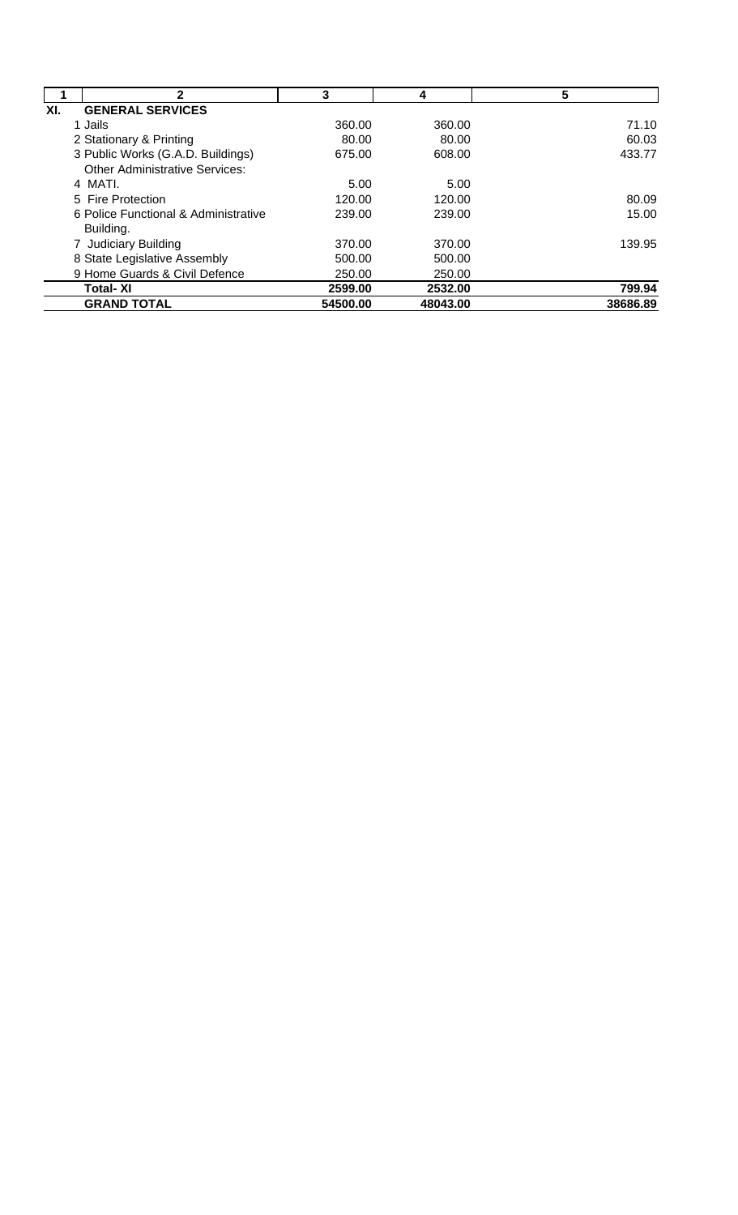| 1 | 2 | 3 | 4 | 5 |
|---|---|---|---|---|
| XI. | **GENERAL SERVICES** | | | |
| | 1 Jails | 360.00 | 360.00 | 71.10 |
| | 2 Stationary & Printing | 80.00 | 80.00 | 60.03 |
| | 3 Public Works (G.A.D. Buildings) | 675.00 | 608.00 | 433.77 |
| | Other Administrative Services: | | | |
| | 4 MATI. | 5.00 | 5.00 | |
| | 5 Fire Protection | 120.00 | 120.00 | 80.09 |
| | 6 Police Functional & Administrative Building. | 239.00 | 239.00 | 15.00 |
| | 7 Judiciary Building | 370.00 | 370.00 | 139.95 |
| | 8 State Legislative Assembly | 500.00 | 500.00 | |
| | 9 Home Guards & Civil Defence | 250.00 | 250.00 | |
| | **Total- XI** | **2599.00** | **2532.00** | **799.94** |
| | **GRAND TOTAL** | **54500.00** | **48043.00** | **38686.89** |